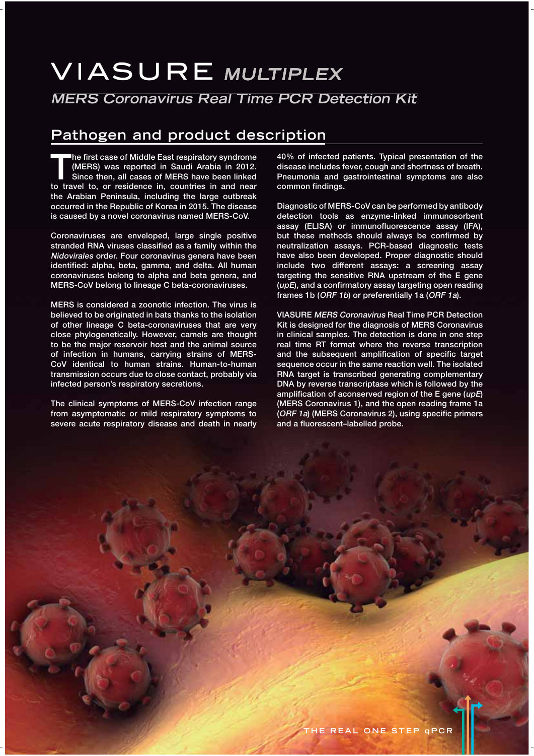# VIASURE *MULTIPLEX*

## *MERS Coronavirus Real Time PCR Detection Kit*

## Pathogen and product description

The first case of Middle East respiratory syndrome (MERS) was reported in Saudi Arabia in 2012. Since then, all cases of MERS have been linked to travel to, or residence in, countries in and near the Arabian Peninsula, including the large outbreak occurred in the Republic of Korea in 2015. The disease is caused by a novel coronavirus named MERS-CoV.

Coronaviruses are enveloped, large single positive stranded RNA viruses classified as a family within the *Nidovirales* order. Four coronavirus genera have been identified: alpha, beta, gamma, and delta. All human coronaviruses belong to alpha and beta genera, and MERS-CoV belong to lineage C beta-coronaviruses.

MERS is considered a zoonotic infection. The virus is believed to be originated in bats thanks to the isolation of other lineage C beta-coronaviruses that are very close phylogenetically. However, camels are thought to be the major reservoir host and the animal source of infection in humans, carrying strains of MERS-CoV identical to human strains. Human-to-human transmission occurs due to close contact, probably via infected person's respiratory secretions.

The clinical symptoms of MERS-CoV infection range from asymptomatic or mild respiratory symptoms to severe acute respiratory disease and death in nearly 40% of infected patients. Typical presentation of the disease includes fever, cough and shortness of breath. Pneumonia and gastrointestinal symptoms are also common findings.

Diagnostic of MERS-CoV can be performed by antibody detection tools as enzyme-linked immunosorbent assay (ELISA) or immunofluorescence assay (IFA), but these methods should always be confirmed by neutralization assays. PCR-based diagnostic tests have also been developed. Proper diagnostic should include two different assays: a screening assay targeting the sensitive RNA upstream of the E gene (*upE*), and a confirmatory assay targeting open reading frames 1b (*ORF 1b*) or preferentially 1a (*ORF 1a*).

VIASURE *MERS Coronavirus* Real Time PCR Detection Kit is designed for the diagnosis of MERS Coronavirus in clinical samples. The detection is done in one step real time RT format where the reverse transcription and the subsequent amplification of specific target sequence occur in the same reaction well. The isolated RNA target is transcribed generating complementary DNA by reverse transcriptase which is followed by the amplification of aconserved region of the E gene (*upE*) (MERS Coronavirus 1), and the open reading frame 1a (*ORF 1a*) (MERS Coronavirus 2), using specific primers and a fluorescent–labelled probe.

THE REAL ONE STEP qPCR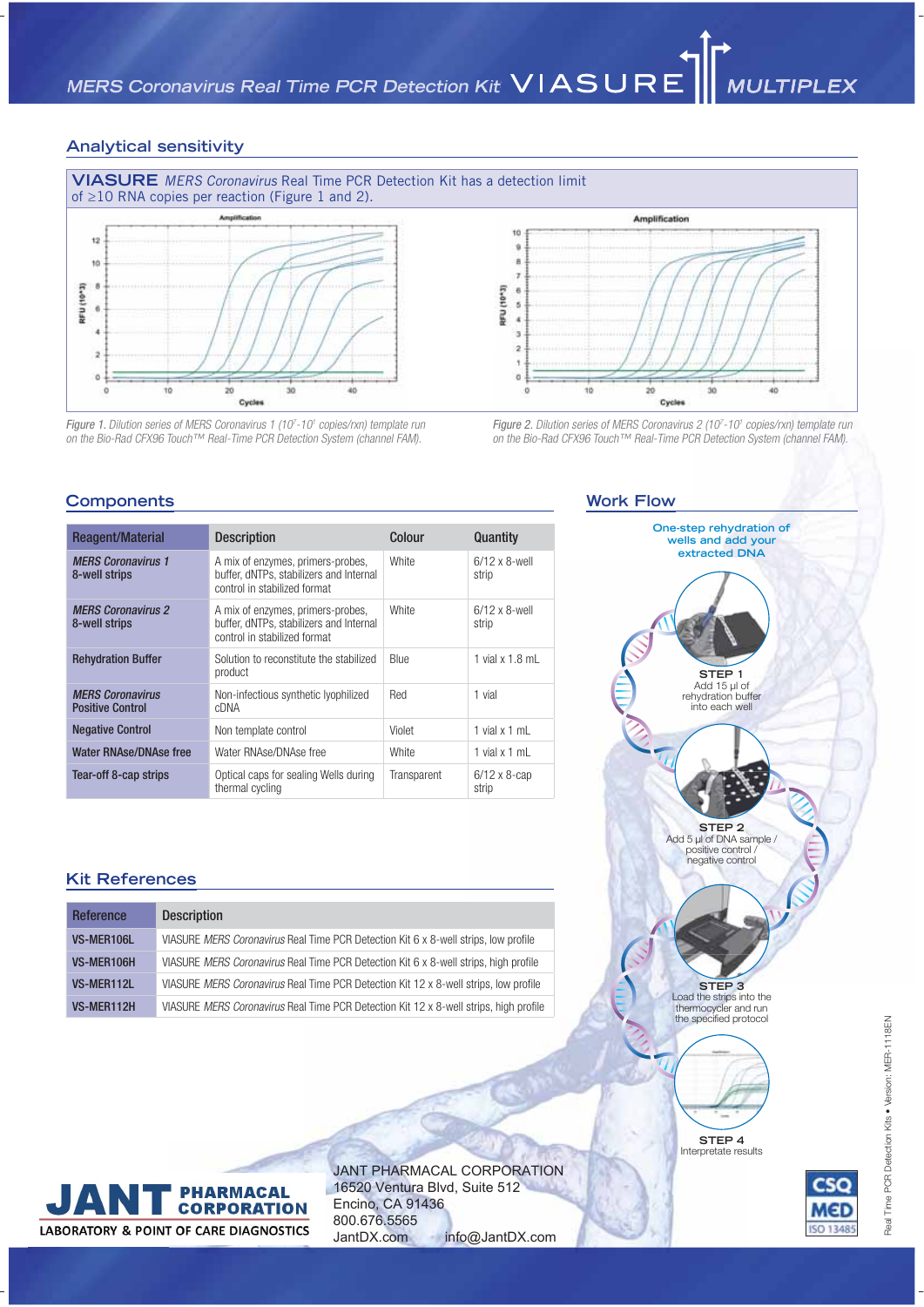## Analytical sensitivity

**VIASURE** *MERS Coronavirus* Real Time PCR Detection Kit has a detection limit of ≥10 RNA copies per reaction (Figure 1 and 2).

Amplification

RFU (10^3)

12
10
8
6
4
2
0

0 10 20 30 40

Cycles

*Figure 1. Dilution series of MERS Coronavirus 1 ($10^7$-$10^1$ copies/rxn) template run on the Bio-Rad CFX96 Touch™ Real-Time PCR Detection System (channel FAM).*

Amplification

RFU (10^3)

10
9
8
7
6
5
4
3
2
1
0

0 10 20 30 40

Cycles

*Figure 2. Dilution series of MERS Coronavirus 2 ($10^7$-$10^1$ copies/rxn) template run on the Bio-Rad CFX96 Touch™ Real-Time PCR Detection System (channel FAM).*

## Components

| Reagent/Material | Description | Colour | Quantity |
|---|---|---|---|
| *MERS Coronavirus 1* 8-well strips | A mix of enzymes, primers-probes, buffer, dNTPs, stabilizers and Internal control in stabilized format | White | 6/12 x 8-well strip |
| *MERS Coronavirus 2* 8-well strips | A mix of enzymes, primers-probes, buffer, dNTPs, stabilizers and Internal control in stabilized format | White | 6/12 x 8-well strip |
| Rehydration Buffer | Solution to reconstitute the stabilized product | Blue | 1 vial x 1.8 mL |
| *MERS Coronavirus* Positive Control | Non-infectious synthetic lyophilized cDNA | Red | 1 vial |
| Negative Control | Non template control | Violet | 1 vial x 1 mL |
| Water RNAse/DNAse free | Water RNAse/DNAse free | White | 1 vial x 1 mL |
| Tear-off 8-cap strips | Optical caps for sealing Wells during thermal cycling | Transparent | 6/12 x 8-cap strip |

## Kit References

| Reference | Description |
|---|---|
| VS-MER106L | VIASURE *MERS Coronavirus* Real Time PCR Detection Kit 6 x 8-well strips, low profile |
| VS-MER106H | VIASURE *MERS Coronavirus* Real Time PCR Detection Kit 6 x 8-well strips, high profile |
| VS-MER112L | VIASURE *MERS Coronavirus* Real Time PCR Detection Kit 12 x 8-well strips, low profile |
| VS-MER112H | VIASURE *MERS Coronavirus* Real Time PCR Detection Kit 12 x 8-well strips, high profile |

## Work Flow

One-step rehydration of wells and add your extracted DNA

**STEP 1**
Add 15 µl of rehydration buffer into each well

**STEP 2**
Add 5 µl of DNA sample / positive control / negative control

**STEP 3**
Load the strips into the thermocycler and run the specified protocol

**STEP 4**
Interpretate results

JANT PHARMACAL CORPORATION
LABORATORY & POINT OF CARE DIAGNOSTICS

JANT PHARMACAL CORPORATION
16520 Ventura Blvd, Suite 512
Encino, CA 91436
800.676.5565
JantDX.com info@JantDX.com

Real Time PCR Detection Kits • Version: MER-1118EN

CSQ MED ISO 13485